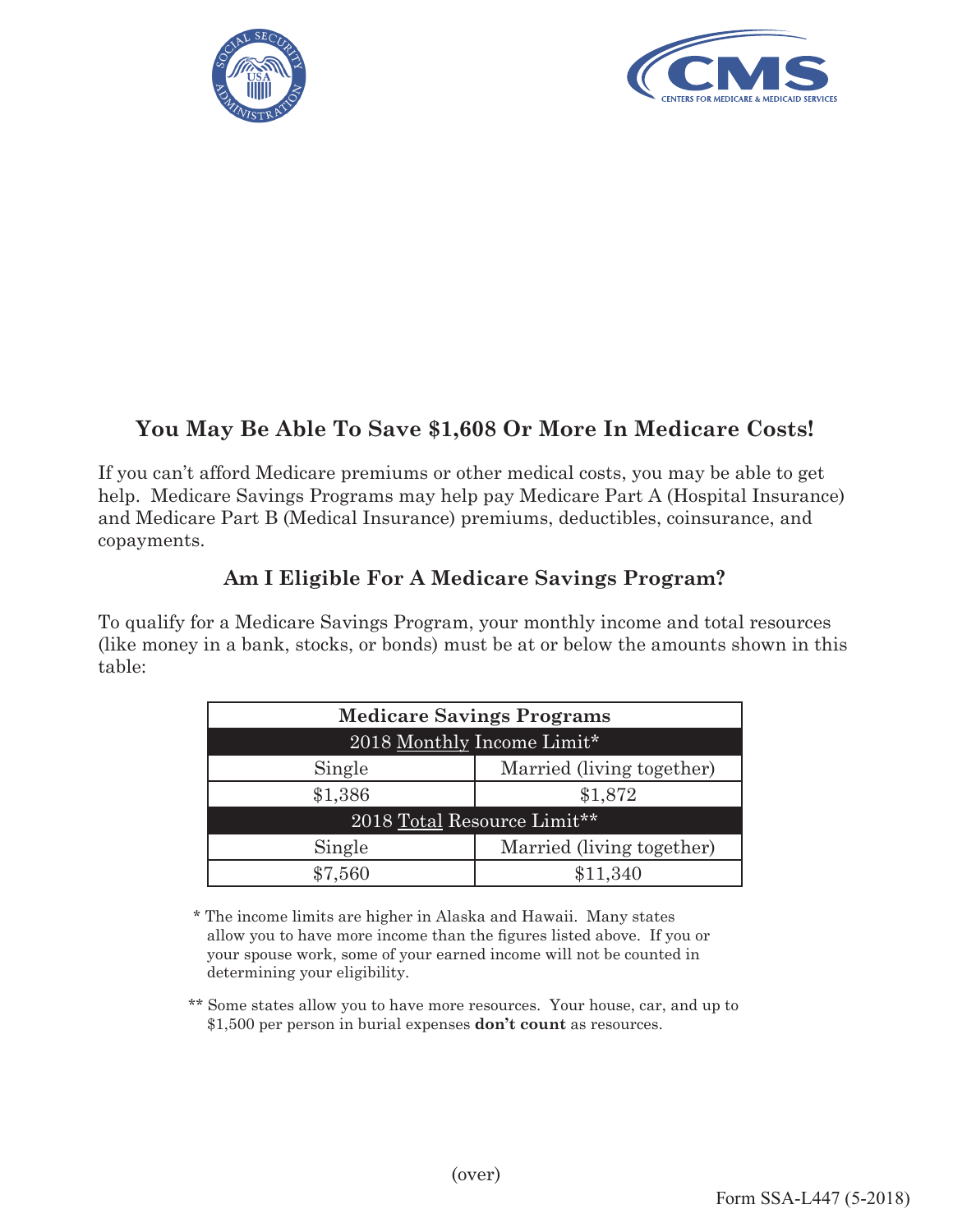## You May Be Able To Save $1,608 Or More In Medicare Costs!

If you can't afford Medicare premiums or other medical costs, you may be able to get help. Medicare Savings Programs may help pay Medicare Part A (Hospital Insurance) and Medicare Part B (Medical Insurance) premiums, deductibles, coinsurance, and copayments.

### Am I Eligible For A Medicare Savings Program?

To qualify for a Medicare Savings Program, your monthly income and total resources (like money in a bank, stocks, or bonds) must be at or below the amounts shown in this table:

| Medicare Savings Programs | |
|---|---|
| 2018 Monthly Income Limit* | |
| Single | Married (living together) |
| $1,386 | $1,872 |
| 2018 Total Resource Limit** | |
| Single | Married (living together) |
| $7,560 | $11,340 |

\* The income limits are higher in Alaska and Hawaii. Many states allow you to have more income than the figures listed above. If you or your spouse work, some of your earned income will not be counted in determining your eligibility.

\*\* Some states allow you to have more resources. Your house, car, and up to $1,500 per person in burial expenses **don't count** as resources.

(over)

Form SSA-L447 (5-2018)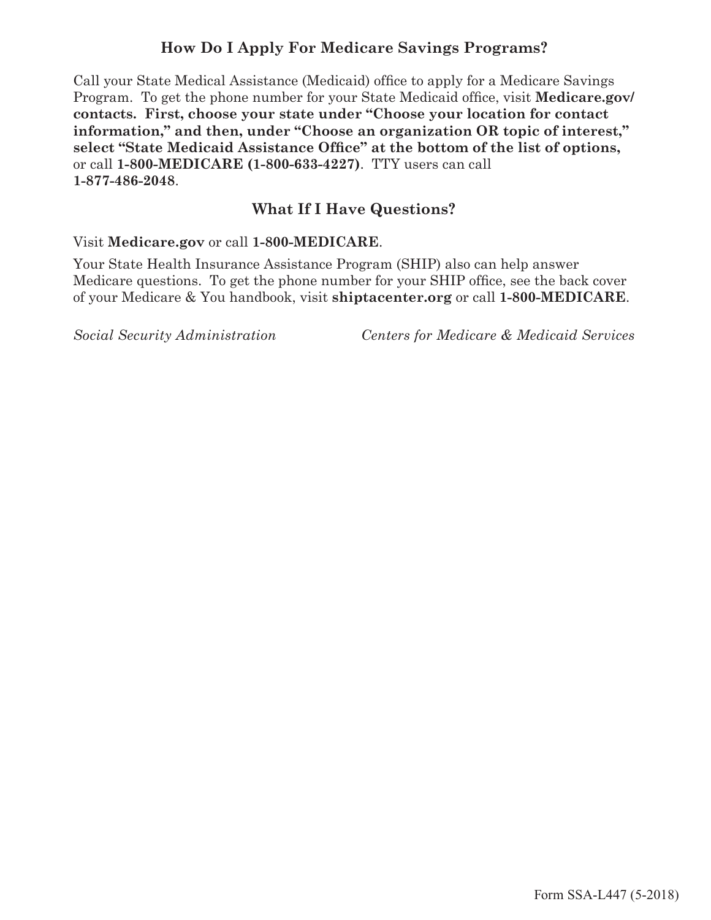## How Do I Apply For Medicare Savings Programs?

Call your State Medical Assistance (Medicaid) office to apply for a Medicare Savings Program. To get the phone number for your State Medicaid office, visit **Medicare.gov/contacts. First, choose your state under "Choose your location for contact information," and then, under "Choose an organization OR topic of interest," select "State Medicaid Assistance Office" at the bottom of the list of options,** or call **1-800-MEDICARE (1-800-633-4227)**. TTY users can call **1-877-486-2048**.

## What If I Have Questions?

Visit **Medicare.gov** or call **1-800-MEDICARE**.

Your State Health Insurance Assistance Program (SHIP) also can help answer Medicare questions. To get the phone number for your SHIP office, see the back cover of your Medicare & You handbook, visit **shiptacenter.org** or call **1-800-MEDICARE**.

*Social Security Administration* *Centers for Medicare & Medicaid Services*

Form SSA-L447 (5-2018)